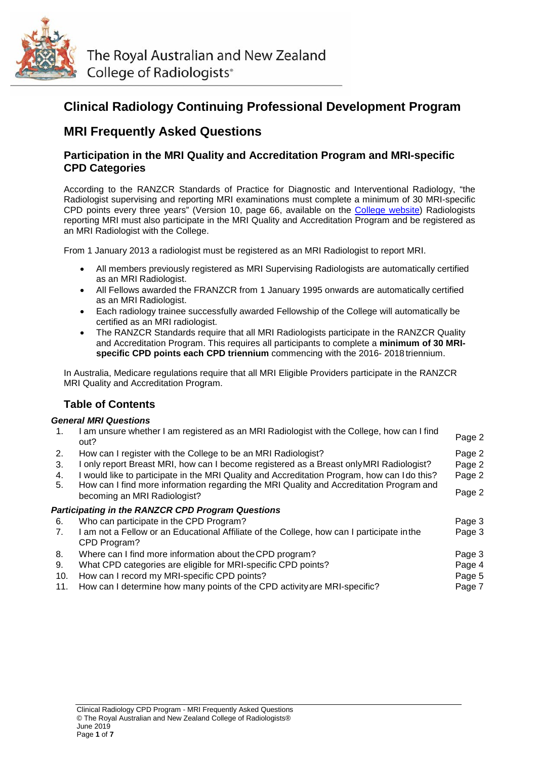The Royal Australian and New Zealand College of Radiologists®

# Clinical Radiology Continuing Professional Development Program

## MRI Frequently Asked Questions

### Participation in the MRI Quality and Accreditation Program and MRI-specific CPD Categories

According to the RANZCR Standards of Practice for Diagnostic and Interventional Radiology, "the Radiologist supervising and reporting MRI examinations must complete a minimum of 30 MRI-specific CPD points every three years" (Version 10, page 66, available on the College website) Radiologists reporting MRI must also participate in the MRI Quality and Accreditation Program and be registered as an MRI Radiologist with the College.

From 1 January 2013 a radiologist must be registered as an MRI Radiologist to report MRI.

- All members previously registered as MRI Supervising Radiologists are automatically certified as an MRI Radiologist.
- All Fellows awarded the FRANZCR from 1 January 1995 onwards are automatically certified as an MRI Radiologist.
- Each radiology trainee successfully awarded Fellowship of the College will automatically be certified as an MRI radiologist.
- The RANZCR Standards require that all MRI Radiologists participate in the RANZCR Quality and Accreditation Program. This requires all participants to complete a **minimum of 30 MRI-specific CPD points each CPD triennium** commencing with the 2016- 2018 triennium.

In Australia, Medicare regulations require that all MRI Eligible Providers participate in the RANZCR MRI Quality and Accreditation Program.

### Table of Contents

***General MRI Questions***

| | | |
|---|---|---|
| 1. | I am unsure whether I am registered as an MRI Radiologist with the College, how can I find out? | Page 2 |
| 2. | How can I register with the College to be an MRI Radiologist? | Page 2 |
| 3. | I only report Breast MRI, how can I become registered as a Breast only MRI Radiologist? | Page 2 |
| 4. | I would like to participate in the MRI Quality and Accreditation Program, how can I do this? | Page 2 |
| 5. | How can I find more information regarding the MRI Quality and Accreditation Program and becoming an MRI Radiologist? | Page 2 |

***Participating in the RANZCR CPD Program Questions***

| | | |
|---|---|---|
| 6. | Who can participate in the CPD Program? | Page 3 |
| 7. | I am not a Fellow or an Educational Affiliate of the College, how can I participate in the CPD Program? | Page 3 |
| 8. | Where can I find more information about the CPD program? | Page 3 |
| 9. | What CPD categories are eligible for MRI-specific CPD points? | Page 4 |
| 10. | How can I record my MRI-specific CPD points? | Page 5 |
| 11. | How can I determine how many points of the CPD activity are MRI-specific? | Page 7 |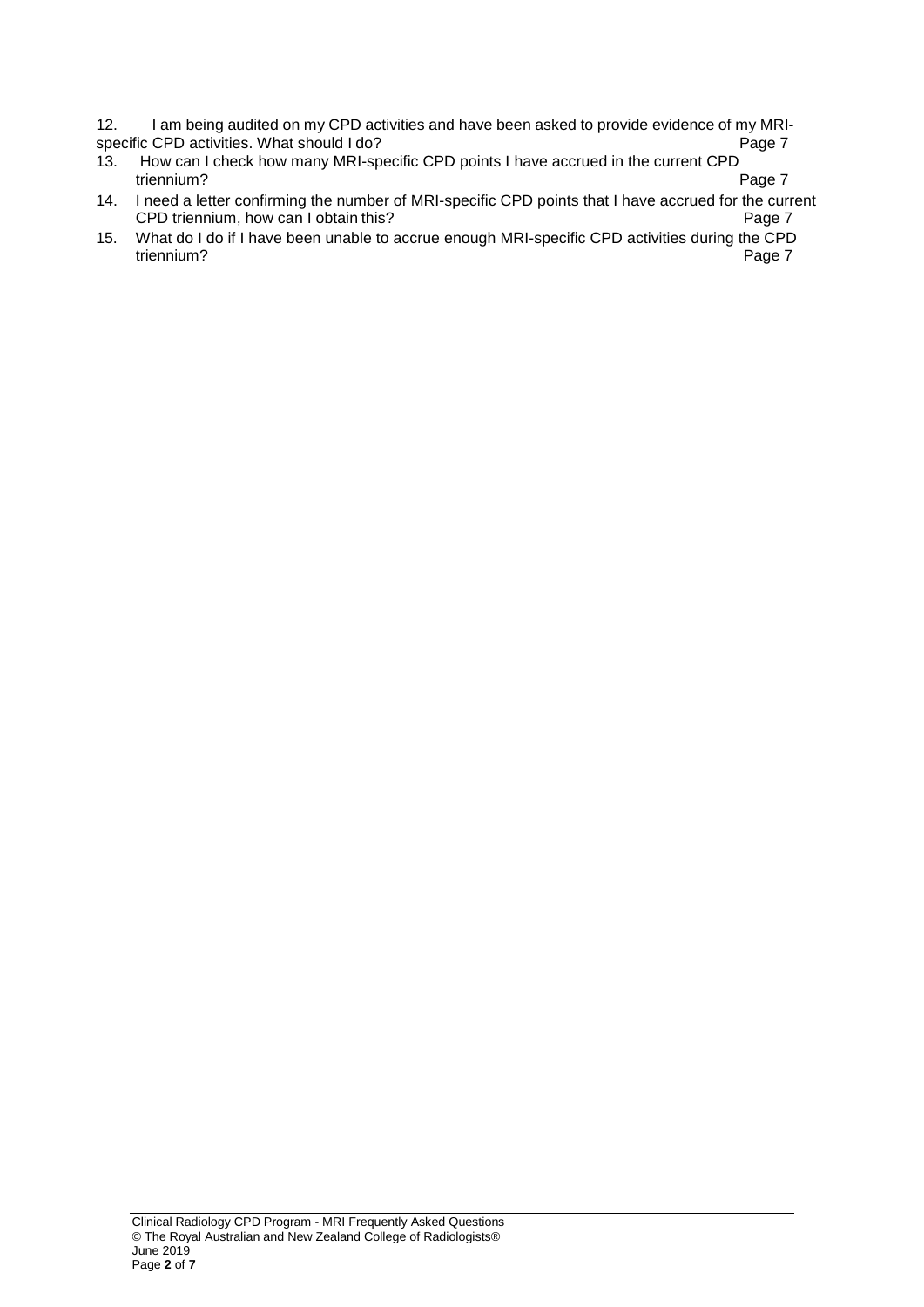12. I am being audited on my CPD activities and have been asked to provide evidence of my MRI-specific CPD activities. What should I do? Page 7
13. How can I check how many MRI-specific CPD points I have accrued in the current CPD triennium? Page 7
14. I need a letter confirming the number of MRI-specific CPD points that I have accrued for the current CPD triennium, how can I obtain this? Page 7
15. What do I do if I have been unable to accrue enough MRI-specific CPD activities during the CPD triennium? Page 7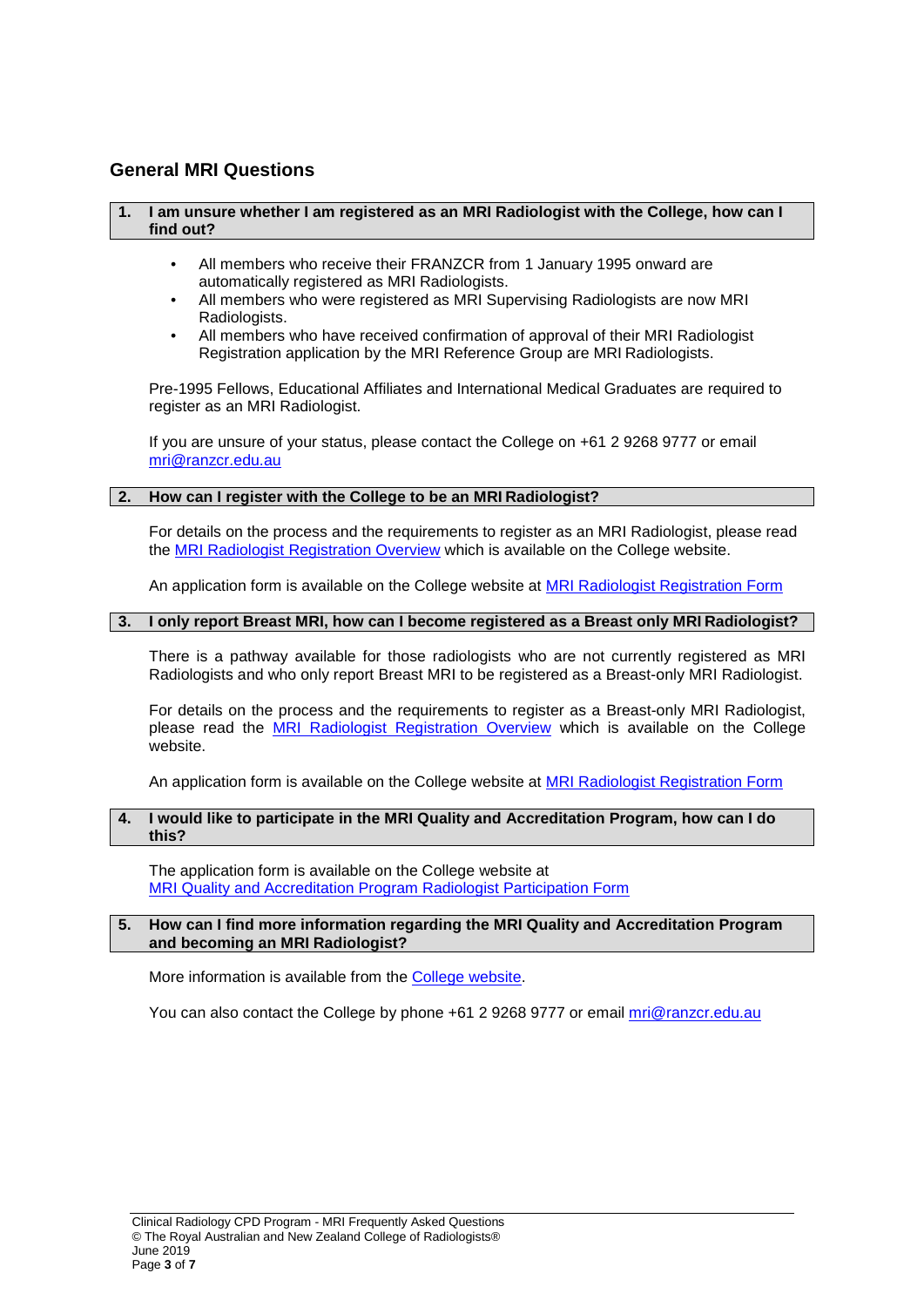## General MRI Questions

### 1. I am unsure whether I am registered as an MRI Radiologist with the College, how can I find out?

- All members who receive their FRANZCR from 1 January 1995 onward are automatically registered as MRI Radiologists.
- All members who were registered as MRI Supervising Radiologists are now MRI Radiologists.
- All members who have received confirmation of approval of their MRI Radiologist Registration application by the MRI Reference Group are MRI Radiologists.

Pre-1995 Fellows, Educational Affiliates and International Medical Graduates are required to register as an MRI Radiologist.

If you are unsure of your status, please contact the College on +61 2 9268 9777 or email mri@ranzcr.edu.au

### 2. How can I register with the College to be an MRI Radiologist?

For details on the process and the requirements to register as an MRI Radiologist, please read the MRI Radiologist Registration Overview which is available on the College website.

An application form is available on the College website at MRI Radiologist Registration Form

### 3. I only report Breast MRI, how can I become registered as a Breast only MRI Radiologist?

There is a pathway available for those radiologists who are not currently registered as MRI Radiologists and who only report Breast MRI to be registered as a Breast-only MRI Radiologist.

For details on the process and the requirements to register as a Breast-only MRI Radiologist, please read the MRI Radiologist Registration Overview which is available on the College website.

An application form is available on the College website at MRI Radiologist Registration Form

### 4. I would like to participate in the MRI Quality and Accreditation Program, how can I do this?

The application form is available on the College website at MRI Quality and Accreditation Program Radiologist Participation Form

### 5. How can I find more information regarding the MRI Quality and Accreditation Program and becoming an MRI Radiologist?

More information is available from the College website.

You can also contact the College by phone +61 2 9268 9777 or email mri@ranzcr.edu.au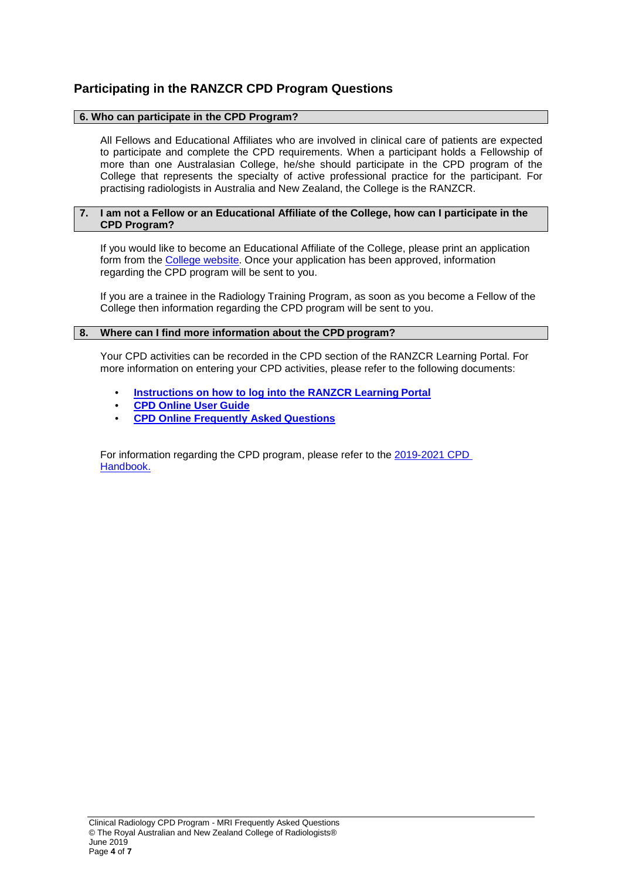## Participating in the RANZCR CPD Program Questions

### 6. Who can participate in the CPD Program?

All Fellows and Educational Affiliates who are involved in clinical care of patients are expected to participate and complete the CPD requirements. When a participant holds a Fellowship of more than one Australasian College, he/she should participate in the CPD program of the College that represents the specialty of active professional practice for the participant. For practising radiologists in Australia and New Zealand, the College is the RANZCR.

### 7. I am not a Fellow or an Educational Affiliate of the College, how can I participate in the CPD Program?

If you would like to become an Educational Affiliate of the College, please print an application form from the College website. Once your application has been approved, information regarding the CPD program will be sent to you.

If you are a trainee in the Radiology Training Program, as soon as you become a Fellow of the College then information regarding the CPD program will be sent to you.

### 8. Where can I find more information about the CPD program?

Your CPD activities can be recorded in the CPD section of the RANZCR Learning Portal. For more information on entering your CPD activities, please refer to the following documents:

- **Instructions on how to log into the RANZCR Learning Portal**
- **CPD Online User Guide**
- **CPD Online Frequently Asked Questions**

For information regarding the CPD program, please refer to the 2019-2021 CPD Handbook.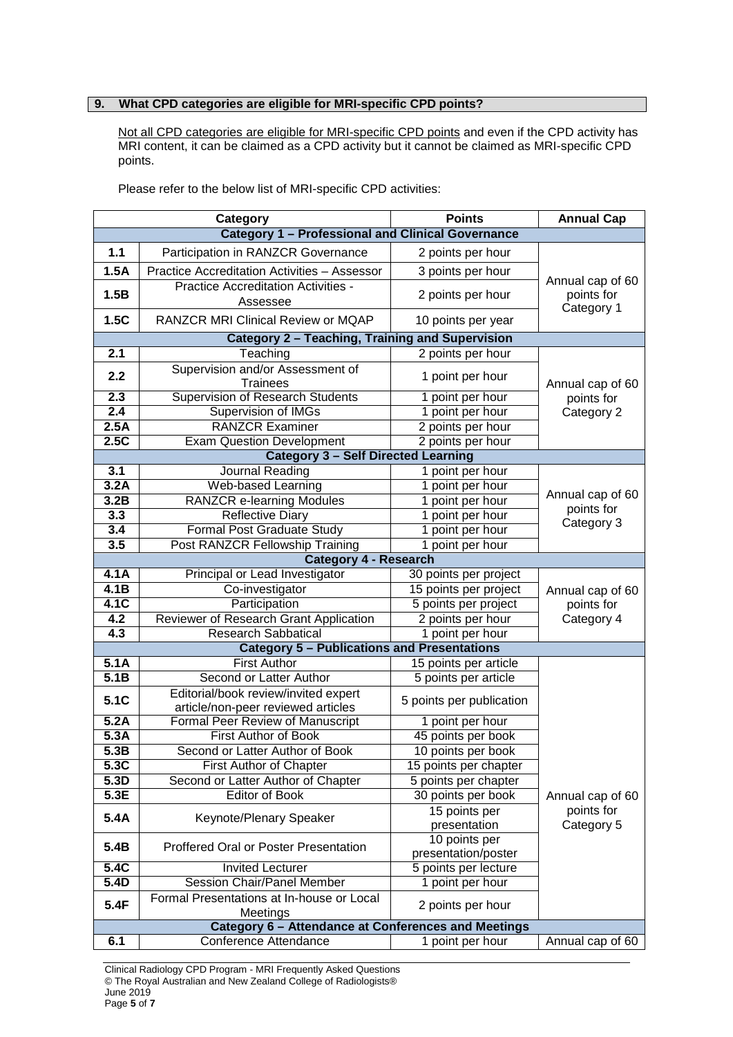## 9. What CPD categories are eligible for MRI-specific CPD points?

Not all CPD categories are eligible for MRI-specific CPD points and even if the CPD activity has MRI content, it can be claimed as a CPD activity but it cannot be claimed as MRI-specific CPD points.

Please refer to the below list of MRI-specific CPD activities:

| | Category | Points | Annual Cap |
|---|---|---|---|
| **Category 1 – Professional and Clinical Governance** | | | |
| **1.1** | Participation in RANZCR Governance | 2 points per hour | Annual cap of 60 points for Category 1 |
| **1.5A** | Practice Accreditation Activities – Assessor | 3 points per hour | |
| **1.5B** | Practice Accreditation Activities - Assessee | 2 points per hour | |
| **1.5C** | RANZCR MRI Clinical Review or MQAP | 10 points per year | |
| **Category 2 – Teaching, Training and Supervision** | | | |
| **2.1** | Teaching | 2 points per hour | Annual cap of 60 points for Category 2 |
| **2.2** | Supervision and/or Assessment of Trainees | 1 point per hour | |
| **2.3** | Supervision of Research Students | 1 point per hour | |
| **2.4** | Supervision of IMGs | 1 point per hour | |
| **2.5A** | RANZCR Examiner | 2 points per hour | |
| **2.5C** | Exam Question Development | 2 points per hour | |
| **Category 3 – Self Directed Learning** | | | |
| **3.1** | Journal Reading | 1 point per hour | Annual cap of 60 points for Category 3 |
| **3.2A** | Web-based Learning | 1 point per hour | |
| **3.2B** | RANZCR e-learning Modules | 1 point per hour | |
| **3.3** | Reflective Diary | 1 point per hour | |
| **3.4** | Formal Post Graduate Study | 1 point per hour | |
| **3.5** | Post RANZCR Fellowship Training | 1 point per hour | |
| **Category 4 - Research** | | | |
| **4.1A** | Principal or Lead Investigator | 30 points per project | Annual cap of 60 points for Category 4 |
| **4.1B** | Co-investigator | 15 points per project | |
| **4.1C** | Participation | 5 points per project | |
| **4.2** | Reviewer of Research Grant Application | 2 points per hour | |
| **4.3** | Research Sabbatical | 1 point per hour | |
| **Category 5 – Publications and Presentations** | | | |
| **5.1A** | First Author | 15 points per article | Annual cap of 60 points for Category 5 |
| **5.1B** | Second or Latter Author | 5 points per article | |
| **5.1C** | Editorial/book review/invited expert article/non-peer reviewed articles | 5 points per publication | |
| **5.2A** | Formal Peer Review of Manuscript | 1 point per hour | |
| **5.3A** | First Author of Book | 45 points per book | |
| **5.3B** | Second or Latter Author of Book | 10 points per book | |
| **5.3C** | First Author of Chapter | 15 points per chapter | |
| **5.3D** | Second or Latter Author of Chapter | 5 points per chapter | |
| **5.3E** | Editor of Book | 30 points per book | |
| **5.4A** | Keynote/Plenary Speaker | 15 points per presentation | |
| **5.4B** | Proffered Oral or Poster Presentation | 10 points per presentation/poster | |
| **5.4C** | Invited Lecturer | 5 points per lecture | |
| **5.4D** | Session Chair/Panel Member | 1 point per hour | |
| **5.4F** | Formal Presentations at In-house or Local Meetings | 2 points per hour | |
| **Category 6 – Attendance at Conferences and Meetings** | | | |
| **6.1** | Conference Attendance | 1 point per hour | Annual cap of 60 |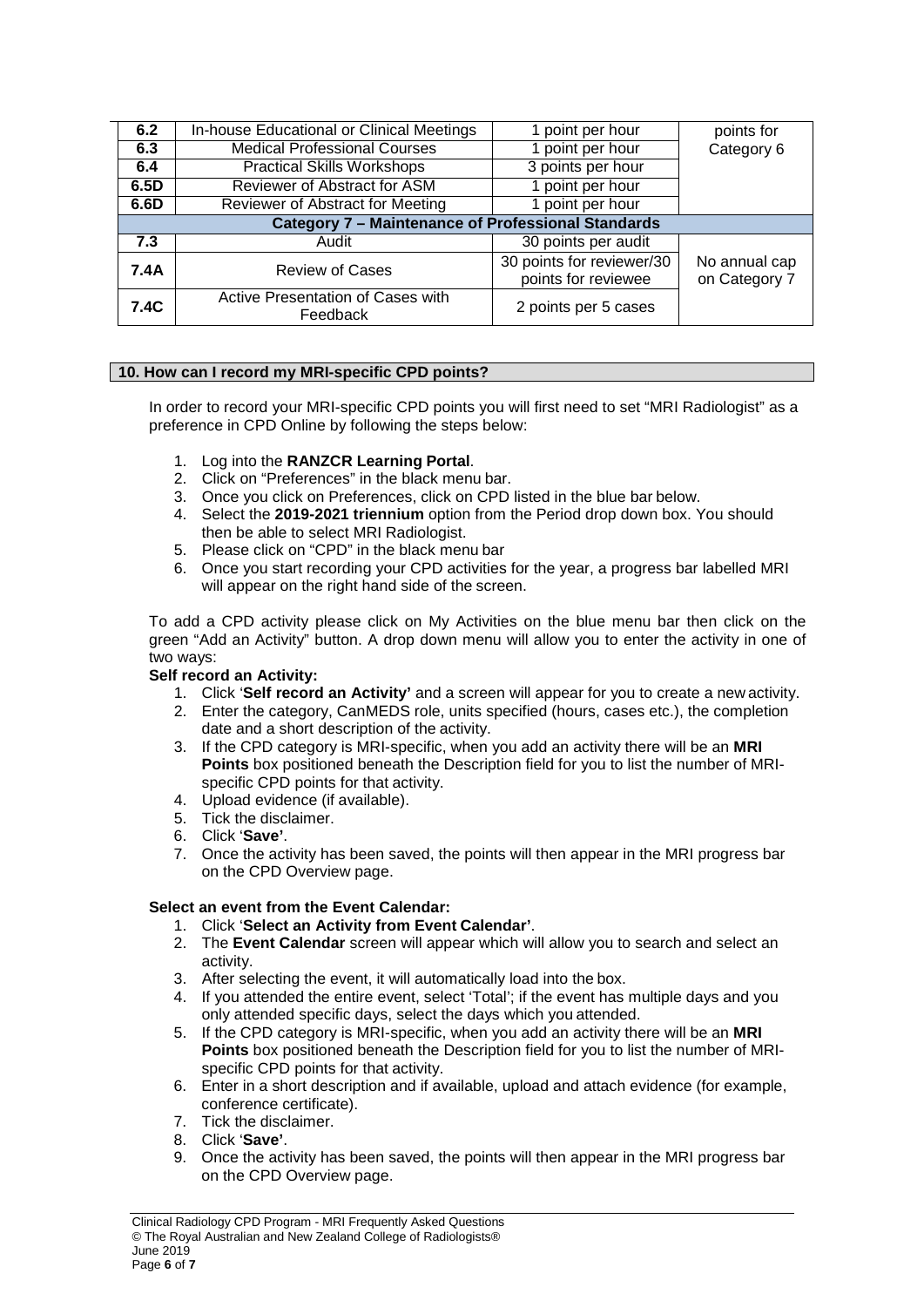| 6.2 | In-house Educational or Clinical Meetings | 1 point per hour | points for Category 6 |
|---|---|---|---|
| 6.3 | Medical Professional Courses | 1 point per hour | |
| 6.4 | Practical Skills Workshops | 3 points per hour | |
| 6.5D | Reviewer of Abstract for ASM | 1 point per hour | |
| 6.6D | Reviewer of Abstract for Meeting | 1 point per hour | |
| **Category 7 – Maintenance of Professional Standards** | | | |
| 7.3 | Audit | 30 points per audit | No annual cap on Category 7 |
| 7.4A | Review of Cases | 30 points for reviewer/30 points for reviewee | |
| 7.4C | Active Presentation of Cases with Feedback | 2 points per 5 cases | |

## 10. How can I record my MRI-specific CPD points?

In order to record your MRI-specific CPD points you will first need to set "MRI Radiologist" as a preference in CPD Online by following the steps below:

1. Log into the **RANZCR Learning Portal**.
2. Click on "Preferences" in the black menu bar.
3. Once you click on Preferences, click on CPD listed in the blue bar below.
4. Select the **2019-2021 triennium** option from the Period drop down box. You should then be able to select MRI Radiologist.
5. Please click on "CPD" in the black menu bar
6. Once you start recording your CPD activities for the year, a progress bar labelled MRI will appear on the right hand side of the screen.

To add a CPD activity please click on My Activities on the blue menu bar then click on the green "Add an Activity" button. A drop down menu will allow you to enter the activity in one of two ways:

**Self record an Activity:**

1. Click '**Self record an Activity'** and a screen will appear for you to create a new activity.
2. Enter the category, CanMEDS role, units specified (hours, cases etc.), the completion date and a short description of the activity.
3. If the CPD category is MRI-specific, when you add an activity there will be an **MRI Points** box positioned beneath the Description field for you to list the number of MRI-specific CPD points for that activity.
4. Upload evidence (if available).
5. Tick the disclaimer.
6. Click '**Save'**.
7. Once the activity has been saved, the points will then appear in the MRI progress bar on the CPD Overview page.

**Select an event from the Event Calendar:**

1. Click '**Select an Activity from Event Calendar'**.
2. The **Event Calendar** screen will appear which will allow you to search and select an activity.
3. After selecting the event, it will automatically load into the box.
4. If you attended the entire event, select 'Total'; if the event has multiple days and you only attended specific days, select the days which you attended.
5. If the CPD category is MRI-specific, when you add an activity there will be an **MRI Points** box positioned beneath the Description field for you to list the number of MRI-specific CPD points for that activity.
6. Enter in a short description and if available, upload and attach evidence (for example, conference certificate).
7. Tick the disclaimer.
8. Click '**Save'**.
9. Once the activity has been saved, the points will then appear in the MRI progress bar on the CPD Overview page.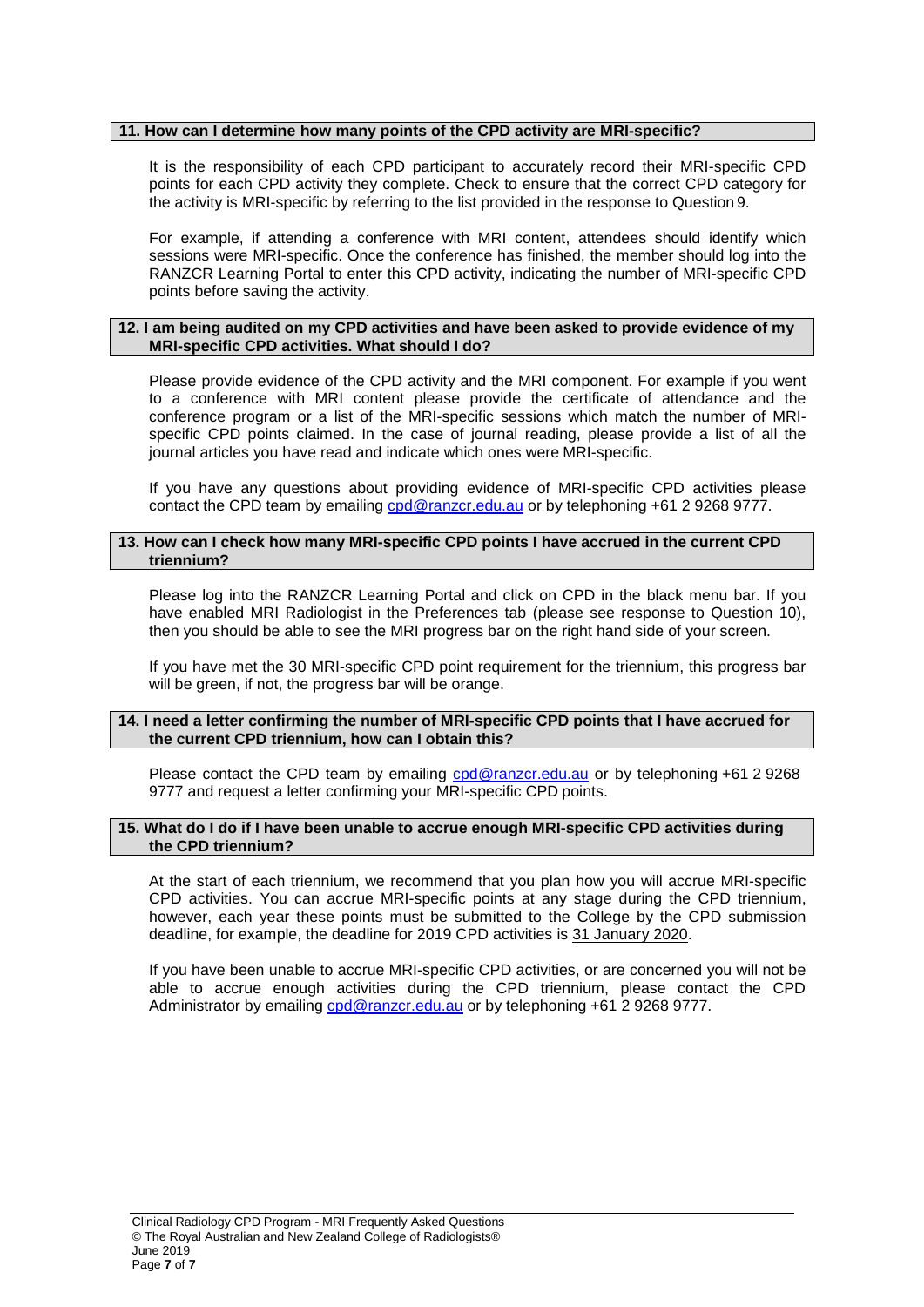### 11. How can I determine how many points of the CPD activity are MRI-specific?

It is the responsibility of each CPD participant to accurately record their MRI-specific CPD points for each CPD activity they complete. Check to ensure that the correct CPD category for the activity is MRI-specific by referring to the list provided in the response to Question 9.

For example, if attending a conference with MRI content, attendees should identify which sessions were MRI-specific. Once the conference has finished, the member should log into the RANZCR Learning Portal to enter this CPD activity, indicating the number of MRI-specific CPD points before saving the activity.

### 12. I am being audited on my CPD activities and have been asked to provide evidence of my MRI-specific CPD activities. What should I do?

Please provide evidence of the CPD activity and the MRI component. For example if you went to a conference with MRI content please provide the certificate of attendance and the conference program or a list of the MRI-specific sessions which match the number of MRI-specific CPD points claimed. In the case of journal reading, please provide a list of all the journal articles you have read and indicate which ones were MRI-specific.

If you have any questions about providing evidence of MRI-specific CPD activities please contact the CPD team by emailing cpd@ranzcr.edu.au or by telephoning +61 2 9268 9777.

### 13. How can I check how many MRI-specific CPD points I have accrued in the current CPD triennium?

Please log into the RANZCR Learning Portal and click on CPD in the black menu bar. If you have enabled MRI Radiologist in the Preferences tab (please see response to Question 10), then you should be able to see the MRI progress bar on the right hand side of your screen.

If you have met the 30 MRI-specific CPD point requirement for the triennium, this progress bar will be green, if not, the progress bar will be orange.

### 14. I need a letter confirming the number of MRI-specific CPD points that I have accrued for the current CPD triennium, how can I obtain this?

Please contact the CPD team by emailing cpd@ranzcr.edu.au or by telephoning +61 2 9268 9777 and request a letter confirming your MRI-specific CPD points.

### 15. What do I do if I have been unable to accrue enough MRI-specific CPD activities during the CPD triennium?

At the start of each triennium, we recommend that you plan how you will accrue MRI-specific CPD activities. You can accrue MRI-specific points at any stage during the CPD triennium, however, each year these points must be submitted to the College by the CPD submission deadline, for example, the deadline for 2019 CPD activities is 31 January 2020.

If you have been unable to accrue MRI-specific CPD activities, or are concerned you will not be able to accrue enough activities during the CPD triennium, please contact the CPD Administrator by emailing cpd@ranzcr.edu.au or by telephoning +61 2 9268 9777.